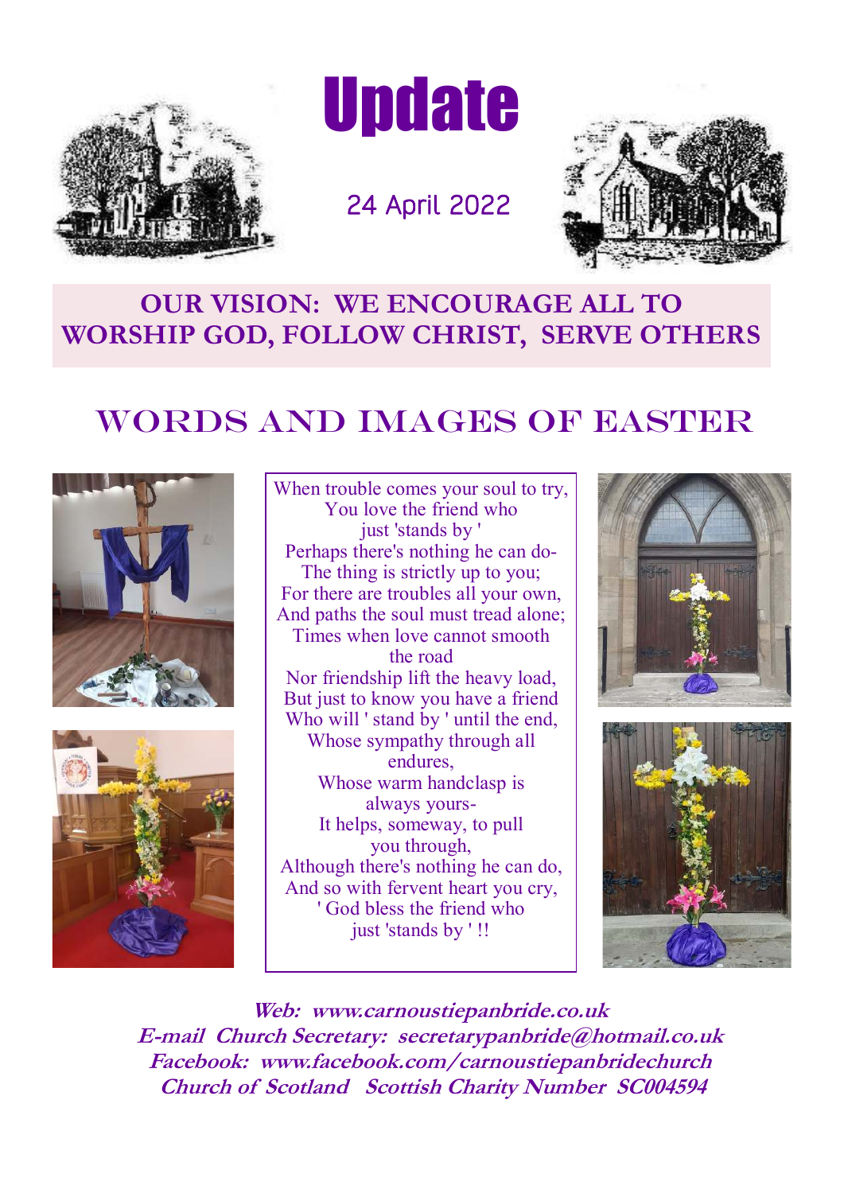# Update

24 April 2022

**OUR VISION: WE ENCOURAGE ALL TO WORSHIP GOD, FOLLOW CHRIST, SERVE OTHERS**

## WORDS AND IMAGES OF EASTER

When trouble comes your soul to try,
You love the friend who
just 'stands by '
Perhaps there's nothing he can do-
The thing is strictly up to you;
For there are troubles all your own,
And paths the soul must tread alone;
Times when love cannot smooth
the road
Nor friendship lift the heavy load,
But just to know you have a friend
Who will ' stand by ' until the end,
Whose sympathy through all
endures,
Whose warm handclasp is
always yours-
It helps, someway, to pull
you through,
Although there's nothing he can do,
And so with fervent heart you cry,
' God bless the friend who
just 'stands by ' !!

***Web: www.carnoustiepanbride.co.uk***
***E-mail Church Secretary: secretarypanbride@hotmail.co.uk***
***Facebook: www.facebook.com/carnoustiepanbridechurch***
***Church of Scotland Scottish Charity Number SC004594***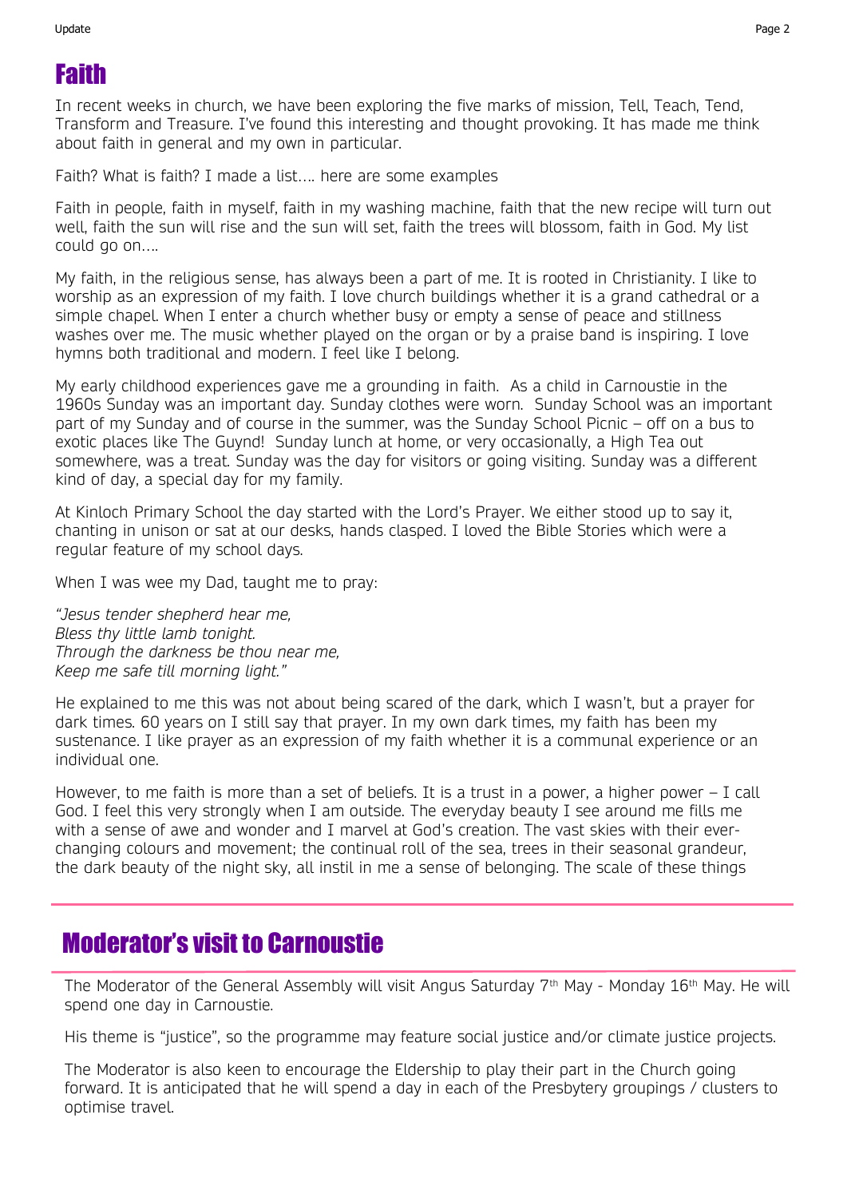## Faith

In recent weeks in church, we have been exploring the five marks of mission, Tell, Teach, Tend, Transform and Treasure. I've found this interesting and thought provoking. It has made me think about faith in general and my own in particular.

Faith? What is faith? I made a list…. here are some examples

Faith in people, faith in myself, faith in my washing machine, faith that the new recipe will turn out well, faith the sun will rise and the sun will set, faith the trees will blossom, faith in God. My list could go on….

My faith, in the religious sense, has always been a part of me. It is rooted in Christianity. I like to worship as an expression of my faith. I love church buildings whether it is a grand cathedral or a simple chapel. When I enter a church whether busy or empty a sense of peace and stillness washes over me. The music whether played on the organ or by a praise band is inspiring. I love hymns both traditional and modern. I feel like I belong.

My early childhood experiences gave me a grounding in faith. As a child in Carnoustie in the 1960s Sunday was an important day. Sunday clothes were worn. Sunday School was an important part of my Sunday and of course in the summer, was the Sunday School Picnic – off on a bus to exotic places like The Guynd! Sunday lunch at home, or very occasionally, a High Tea out somewhere, was a treat. Sunday was the day for visitors or going visiting. Sunday was a different kind of day, a special day for my family.

At Kinloch Primary School the day started with the Lord's Prayer. We either stood up to say it, chanting in unison or sat at our desks, hands clasped. I loved the Bible Stories which were a regular feature of my school days.

When I was wee my Dad, taught me to pray:

*"Jesus tender shepherd hear me,*
*Bless thy little lamb tonight.*
*Through the darkness be thou near me,*
*Keep me safe till morning light."*

He explained to me this was not about being scared of the dark, which I wasn't, but a prayer for dark times. 60 years on I still say that prayer. In my own dark times, my faith has been my sustenance. I like prayer as an expression of my faith whether it is a communal experience or an individual one.

However, to me faith is more than a set of beliefs. It is a trust in a power, a higher power – I call God. I feel this very strongly when I am outside. The everyday beauty I see around me fills me with a sense of awe and wonder and I marvel at God's creation. The vast skies with their ever-changing colours and movement; the continual roll of the sea, trees in their seasonal grandeur, the dark beauty of the night sky, all instil in me a sense of belonging. The scale of these things

## Moderator's visit to Carnoustie

The Moderator of the General Assembly will visit Angus Saturday 7th May - Monday 16th May. He will spend one day in Carnoustie.

His theme is "justice", so the programme may feature social justice and/or climate justice projects.

The Moderator is also keen to encourage the Eldership to play their part in the Church going forward. It is anticipated that he will spend a day in each of the Presbytery groupings / clusters to optimise travel.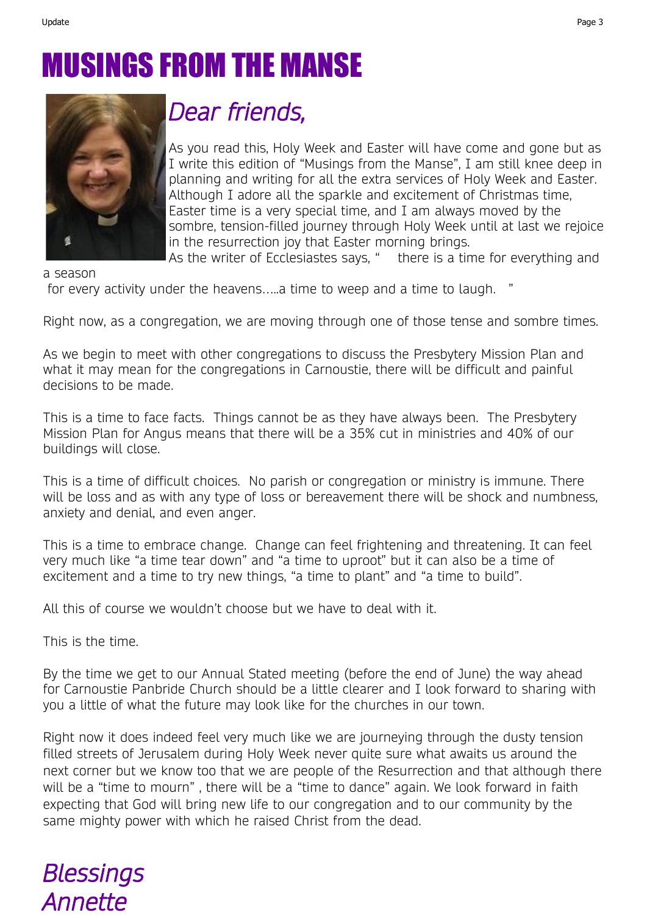# MUSINGS FROM THE MANSE

*Dear friends,*

As you read this, Holy Week and Easter will have come and gone but as I write this edition of "Musings from the Manse", I am still knee deep in planning and writing for all the extra services of Holy Week and Easter. Although I adore all the sparkle and excitement of Christmas time, Easter time is a very special time, and I am always moved by the sombre, tension-filled journey through Holy Week until at last we rejoice in the resurrection joy that Easter morning brings.

As the writer of Ecclesiastes says, " there is a time for everything and a season for every activity under the heavens…..a time to weep and a time to laugh. "

Right now, as a congregation, we are moving through one of those tense and sombre times.

As we begin to meet with other congregations to discuss the Presbytery Mission Plan and what it may mean for the congregations in Carnoustie, there will be difficult and painful decisions to be made.

This is a time to face facts. Things cannot be as they have always been. The Presbytery Mission Plan for Angus means that there will be a 35% cut in ministries and 40% of our buildings will close.

This is a time of difficult choices. No parish or congregation or ministry is immune. There will be loss and as with any type of loss or bereavement there will be shock and numbness, anxiety and denial, and even anger.

This is a time to embrace change. Change can feel frightening and threatening. It can feel very much like "a time tear down" and "a time to uproot" but it can also be a time of excitement and a time to try new things, "a time to plant" and "a time to build".

All this of course we wouldn't choose but we have to deal with it.

This is the time.

By the time we get to our Annual Stated meeting (before the end of June) the way ahead for Carnoustie Panbride Church should be a little clearer and I look forward to sharing with you a little of what the future may look like for the churches in our town.

Right now it does indeed feel very much like we are journeying through the dusty tension filled streets of Jerusalem during Holy Week never quite sure what awaits us around the next corner but we know too that we are people of the Resurrection and that although there will be a "time to mourn" , there will be a "time to dance" again. We look forward in faith expecting that God will bring new life to our congregation and to our community by the same mighty power with which he raised Christ from the dead.

*Blessings*
*Annette*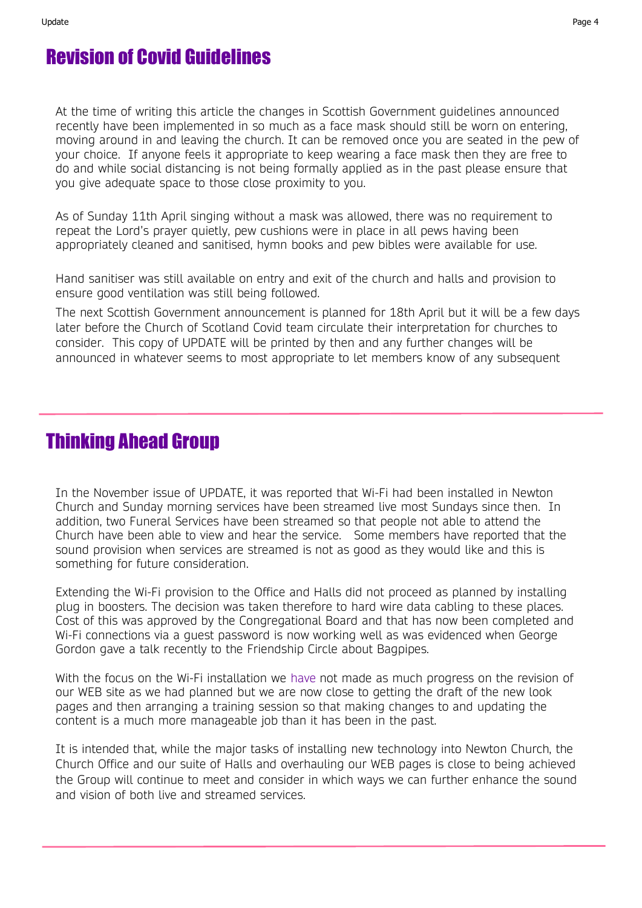## Revision of Covid Guidelines

At the time of writing this article the changes in Scottish Government guidelines announced recently have been implemented in so much as a face mask should still be worn on entering, moving around in and leaving the church. It can be removed once you are seated in the pew of your choice. If anyone feels it appropriate to keep wearing a face mask then they are free to do and while social distancing is not being formally applied as in the past please ensure that you give adequate space to those close proximity to you.

As of Sunday 11th April singing without a mask was allowed, there was no requirement to repeat the Lord's prayer quietly, pew cushions were in place in all pews having been appropriately cleaned and sanitised, hymn books and pew bibles were available for use.

Hand sanitiser was still available on entry and exit of the church and halls and provision to ensure good ventilation was still being followed.

The next Scottish Government announcement is planned for 18th April but it will be a few days later before the Church of Scotland Covid team circulate their interpretation for churches to consider. This copy of UPDATE will be printed by then and any further changes will be announced in whatever seems to most appropriate to let members know of any subsequent

---

## Thinking Ahead Group

In the November issue of UPDATE, it was reported that Wi-Fi had been installed in Newton Church and Sunday morning services have been streamed live most Sundays since then. In addition, two Funeral Services have been streamed so that people not able to attend the Church have been able to view and hear the service. Some members have reported that the sound provision when services are streamed is not as good as they would like and this is something for future consideration.

Extending the Wi-Fi provision to the Office and Halls did not proceed as planned by installing plug in boosters. The decision was taken therefore to hard wire data cabling to these places. Cost of this was approved by the Congregational Board and that has now been completed and Wi-Fi connections via a guest password is now working well as was evidenced when George Gordon gave a talk recently to the Friendship Circle about Bagpipes.

With the focus on the Wi-Fi installation we have not made as much progress on the revision of our WEB site as we had planned but we are now close to getting the draft of the new look pages and then arranging a training session so that making changes to and updating the content is a much more manageable job than it has been in the past.

It is intended that, while the major tasks of installing new technology into Newton Church, the Church Office and our suite of Halls and overhauling our WEB pages is close to being achieved the Group will continue to meet and consider in which ways we can further enhance the sound and vision of both live and streamed services.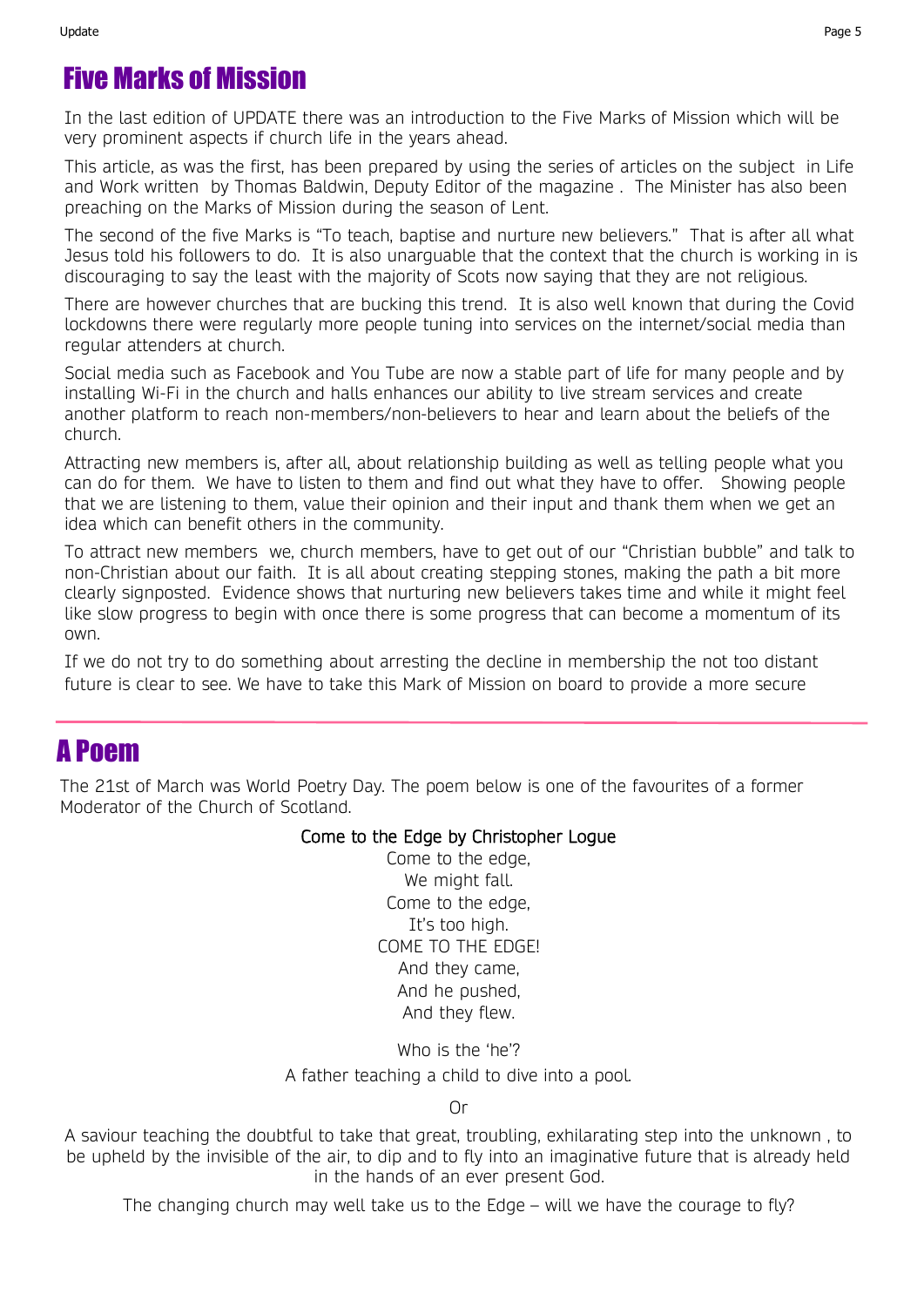# Five Marks of Mission

In the last edition of UPDATE there was an introduction to the Five Marks of Mission which will be very prominent aspects if church life in the years ahead.

This article, as was the first, has been prepared by using the series of articles on the subject in Life and Work written by Thomas Baldwin, Deputy Editor of the magazine . The Minister has also been preaching on the Marks of Mission during the season of Lent.

The second of the five Marks is "To teach, baptise and nurture new believers." That is after all what Jesus told his followers to do. It is also unarguable that the context that the church is working in is discouraging to say the least with the majority of Scots now saying that they are not religious.

There are however churches that are bucking this trend. It is also well known that during the Covid lockdowns there were regularly more people tuning into services on the internet/social media than regular attenders at church.

Social media such as Facebook and You Tube are now a stable part of life for many people and by installing Wi-Fi in the church and halls enhances our ability to live stream services and create another platform to reach non-members/non-believers to hear and learn about the beliefs of the church.

Attracting new members is, after all, about relationship building as well as telling people what you can do for them. We have to listen to them and find out what they have to offer. Showing people that we are listening to them, value their opinion and their input and thank them when we get an idea which can benefit others in the community.

To attract new members we, church members, have to get out of our "Christian bubble" and talk to non-Christian about our faith. It is all about creating stepping stones, making the path a bit more clearly signposted. Evidence shows that nurturing new believers takes time and while it might feel like slow progress to begin with once there is some progress that can become a momentum of its own.

If we do not try to do something about arresting the decline in membership the not too distant future is clear to see. We have to take this Mark of Mission on board to provide a more secure

---

# A Poem

The 21st of March was World Poetry Day. The poem below is one of the favourites of a former Moderator of the Church of Scotland.

Come to the Edge by Christopher Logue

Come to the edge,
We might fall.
Come to the edge,
It's too high.
COME TO THE EDGE!
And they came,
And he pushed,
And they flew.

Who is the 'he'?

A father teaching a child to dive into a pool.

Or

A saviour teaching the doubtful to take that great, troubling, exhilarating step into the unknown , to be upheld by the invisible of the air, to dip and to fly into an imaginative future that is already held in the hands of an ever present God.

The changing church may well take us to the Edge – will we have the courage to fly?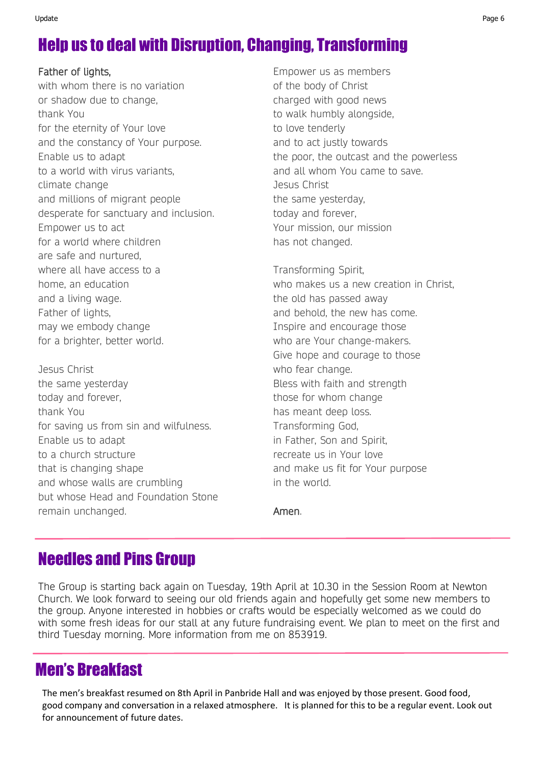## Help us to deal with Disruption, Changing, Transforming

Father of lights,
with whom there is no variation
or shadow due to change,
thank You
for the eternity of Your love
and the constancy of Your purpose.
Enable us to adapt
to a world with virus variants,
climate change
and millions of migrant people
desperate for sanctuary and inclusion.
Empower us to act
for a world where children
are safe and nurtured,
where all have access to a
home, an education
and a living wage.
Father of lights,
may we embody change
for a brighter, better world.

Jesus Christ
the same yesterday
today and forever,
thank You
for saving us from sin and wilfulness.
Enable us to adapt
to a church structure
that is changing shape
and whose walls are crumbling
but whose Head and Foundation Stone
remain unchanged.

Empower us as members
of the body of Christ
charged with good news
to walk humbly alongside,
to love tenderly
and to act justly towards
the poor, the outcast and the powerless
and all whom You came to save.
Jesus Christ
the same yesterday,
today and forever,
Your mission, our mission
has not changed.

Transforming Spirit,
who makes us a new creation in Christ,
the old has passed away
and behold, the new has come.
Inspire and encourage those
who are Your change-makers.
Give hope and courage to those
who fear change.
Bless with faith and strength
those for whom change
has meant deep loss.
Transforming God,
in Father, Son and Spirit,
recreate us in Your love
and make us fit for Your purpose
in the world.

Amen.

## Needles and Pins Group

The Group is starting back again on Tuesday, 19th April at 10.30 in the Session Room at Newton Church. We look forward to seeing our old friends again and hopefully get some new members to the group. Anyone interested in hobbies or crafts would be especially welcomed as we could do with some fresh ideas for our stall at any future fundraising event. We plan to meet on the first and third Tuesday morning. More information from me on 853919.

## Men's Breakfast

The men's breakfast resumed on 8th April in Panbride Hall and was enjoyed by those present. Good food, good company and conversation in a relaxed atmosphere. It is planned for this to be a regular event. Look out for announcement of future dates.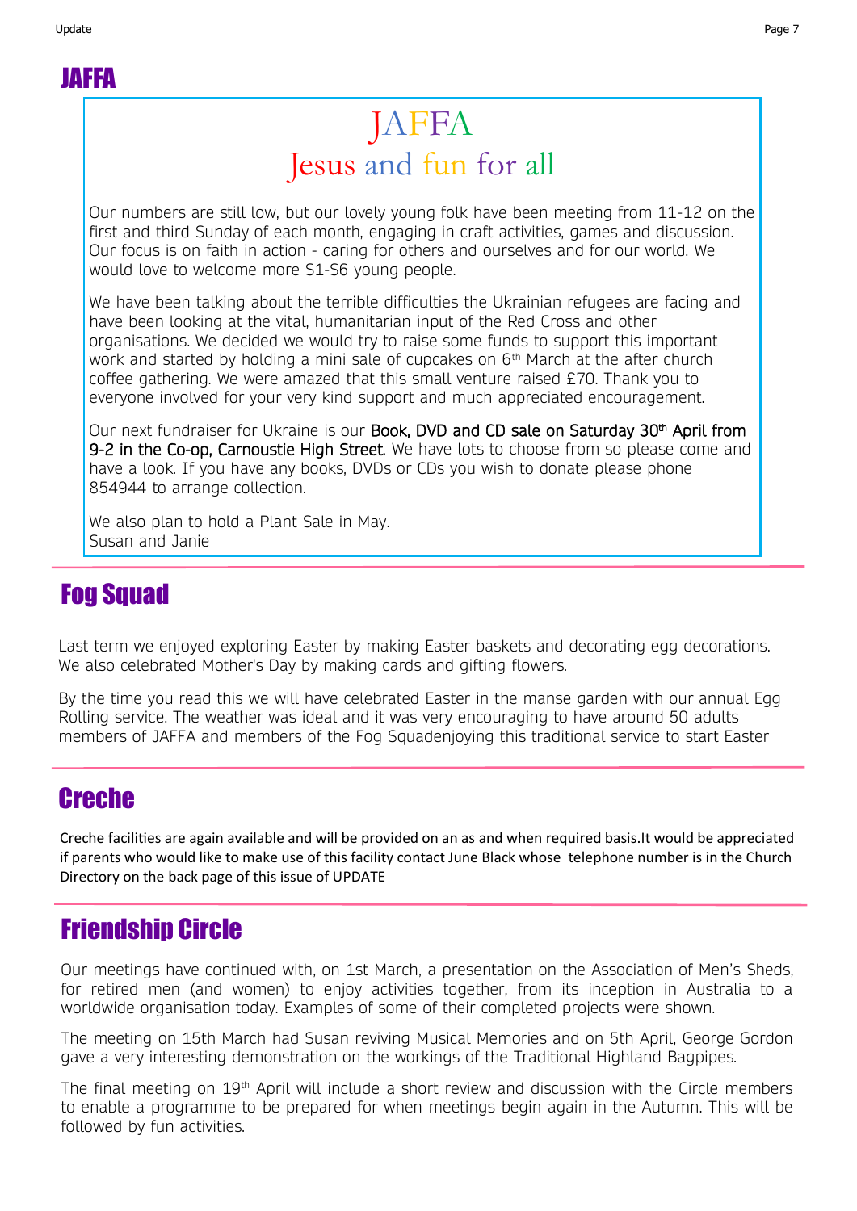## JAFFA

### JAFFA
### Jesus and fun for all

Our numbers are still low, but our lovely young folk have been meeting from 11-12 on the first and third Sunday of each month, engaging in craft activities, games and discussion. Our focus is on faith in action - caring for others and ourselves and for our world. We would love to welcome more S1-S6 young people.

We have been talking about the terrible difficulties the Ukrainian refugees are facing and have been looking at the vital, humanitarian input of the Red Cross and other organisations. We decided we would try to raise some funds to support this important work and started by holding a mini sale of cupcakes on 6th March at the after church coffee gathering. We were amazed that this small venture raised £70. Thank you to everyone involved for your very kind support and much appreciated encouragement.

Our next fundraiser for Ukraine is our Book, DVD and CD sale on Saturday 30th April from 9-2 in the Co-op, Carnoustie High Street. We have lots to choose from so please come and have a look. If you have any books, DVDs or CDs you wish to donate please phone 854944 to arrange collection.

We also plan to hold a Plant Sale in May.
Susan and Janie

## Fog Squad

Last term we enjoyed exploring Easter by making Easter baskets and decorating egg decorations. We also celebrated Mother's Day by making cards and gifting flowers.

By the time you read this we will have celebrated Easter in the manse garden with our annual Egg Rolling service. The weather was ideal and it was very encouraging to have around 50 adults members of JAFFA and members of the Fog Squadenjoying this traditional service to start Easter

## Creche

Creche facilities are again available and will be provided on an as and when required basis.It would be appreciated if parents who would like to make use of this facility contact June Black whose telephone number is in the Church Directory on the back page of this issue of UPDATE

## Friendship Circle

Our meetings have continued with, on 1st March, a presentation on the Association of Men's Sheds, for retired men (and women) to enjoy activities together, from its inception in Australia to a worldwide organisation today. Examples of some of their completed projects were shown.

The meeting on 15th March had Susan reviving Musical Memories and on 5th April, George Gordon gave a very interesting demonstration on the workings of the Traditional Highland Bagpipes.

The final meeting on 19th April will include a short review and discussion with the Circle members to enable a programme to be prepared for when meetings begin again in the Autumn. This will be followed by fun activities.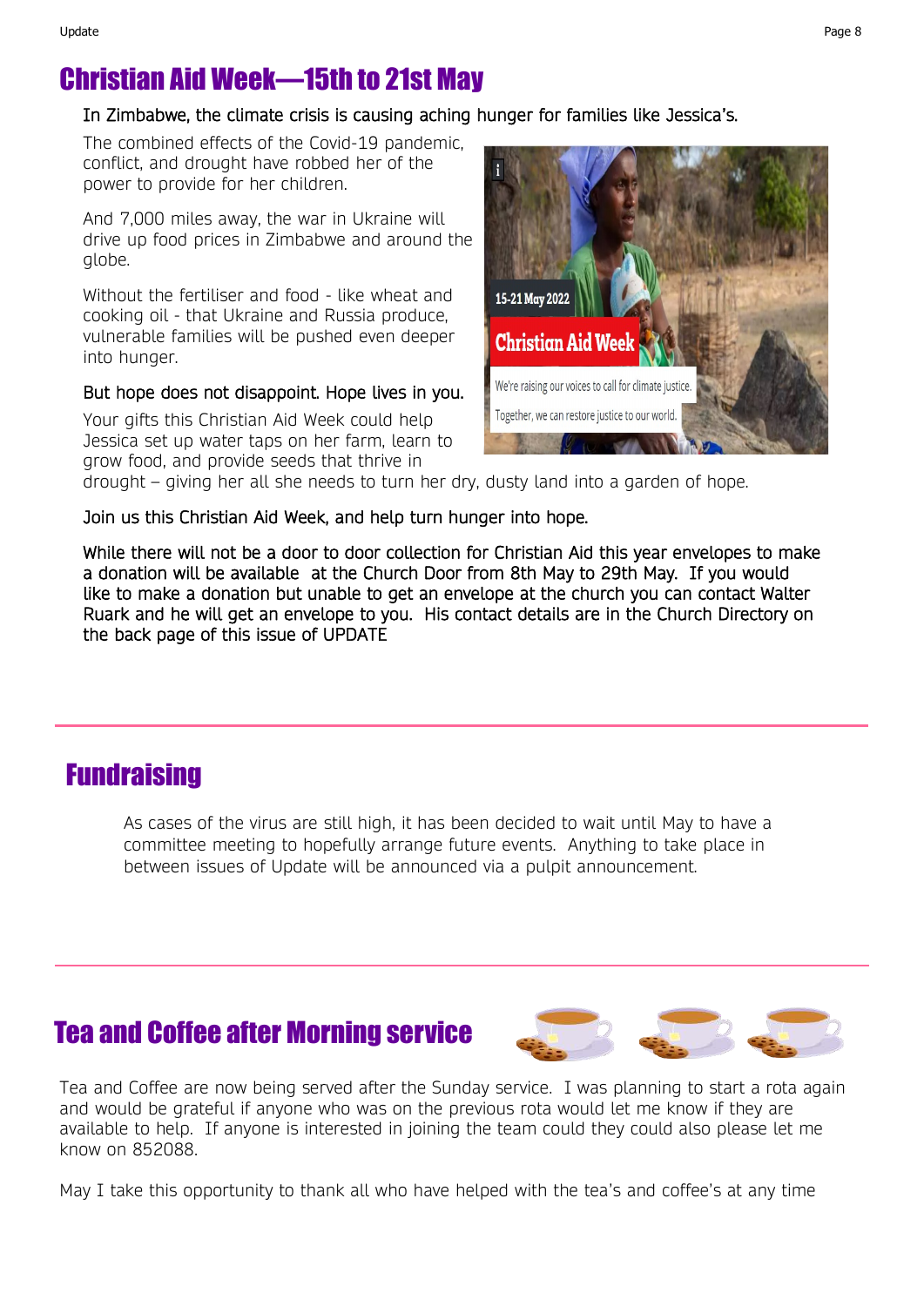# Christian Aid Week—15th to 21st May

In Zimbabwe, the climate crisis is causing aching hunger for families like Jessica's.

The combined effects of the Covid-19 pandemic, conflict, and drought have robbed her of the power to provide for her children.

And 7,000 miles away, the war in Ukraine will drive up food prices in Zimbabwe and around the globe.

Without the fertiliser and food - like wheat and cooking oil - that Ukraine and Russia produce, vulnerable families will be pushed even deeper into hunger.

But hope does not disappoint. Hope lives in you.

Your gifts this Christian Aid Week could help Jessica set up water taps on her farm, learn to grow food, and provide seeds that thrive in drought – giving her all she needs to turn her dry, dusty land into a garden of hope.

Join us this Christian Aid Week, and help turn hunger into hope.

While there will not be a door to door collection for Christian Aid this year envelopes to make a donation will be available at the Church Door from 8th May to 29th May. If you would like to make a donation but unable to get an envelope at the church you can contact Walter Ruark and he will get an envelope to you. His contact details are in the Church Directory on the back page of this issue of UPDATE

# Fundraising

As cases of the virus are still high, it has been decided to wait until May to have a committee meeting to hopefully arrange future events. Anything to take place in between issues of Update will be announced via a pulpit announcement.

# Tea and Coffee after Morning service

Tea and Coffee are now being served after the Sunday service. I was planning to start a rota again and would be grateful if anyone who was on the previous rota would let me know if they are available to help. If anyone is interested in joining the team could they could also please let me know on 852088.

May I take this opportunity to thank all who have helped with the tea's and coffee's at any time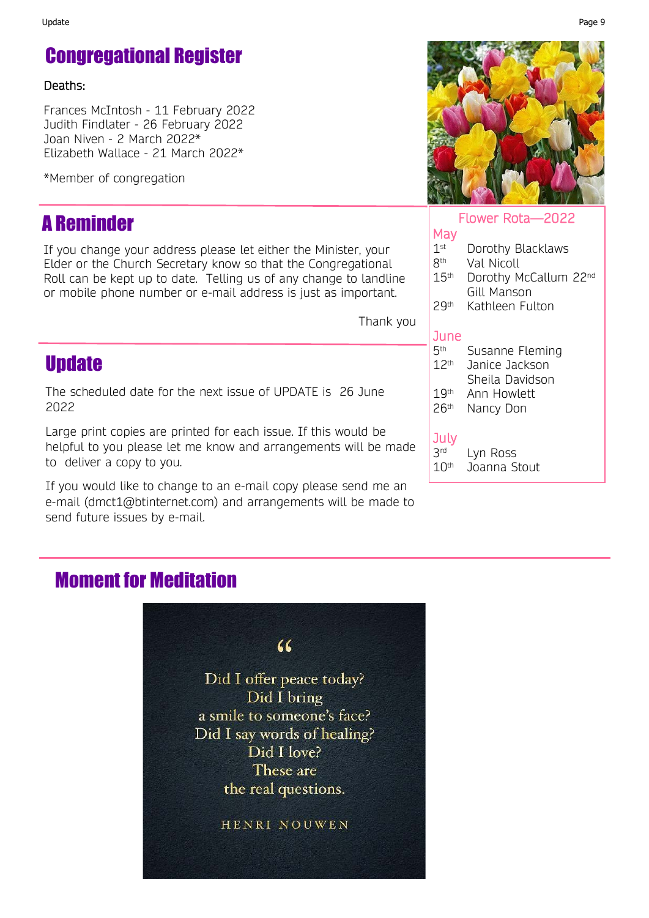## Congregational Register

Deaths:

Frances McIntosh - 11 February 2022
Judith Findlater - 26 February 2022
Joan Niven - 2 March 2022*
Elizabeth Wallace - 21 March 2022*

*Member of congregation

## A Reminder

If you change your address please let either the Minister, your Elder or the Church Secretary know so that the Congregational Roll can be kept up to date. Telling us of any change to landline or mobile phone number or e-mail address is just as important.

Thank you

## Update

The scheduled date for the next issue of UPDATE is 26 June 2022

Large print copies are printed for each issue. If this would be helpful to you please let me know and arrangements will be made to deliver a copy to you.

If you would like to change to an e-mail copy please send me an e-mail (dmct1@btinternet.com) and arrangements will be made to send future issues by e-mail.

### Flower Rota—2022

**May**

1st Dorothy Blacklaws
8th Val Nicoll
15th Dorothy McCallum 22nd Gill Manson
29th Kathleen Fulton

**June**

5th Susanne Fleming
12th Janice Jackson
Sheila Davidson
19th Ann Howlett
26th Nancy Don

**July**

3rd Lyn Ross
10th Joanna Stout

## Moment for Meditation

"Did I offer peace today?
Did I bring
a smile to someone's face?
Did I say words of healing?
Did I love?
These are
the real questions.

HENRI NOUWEN